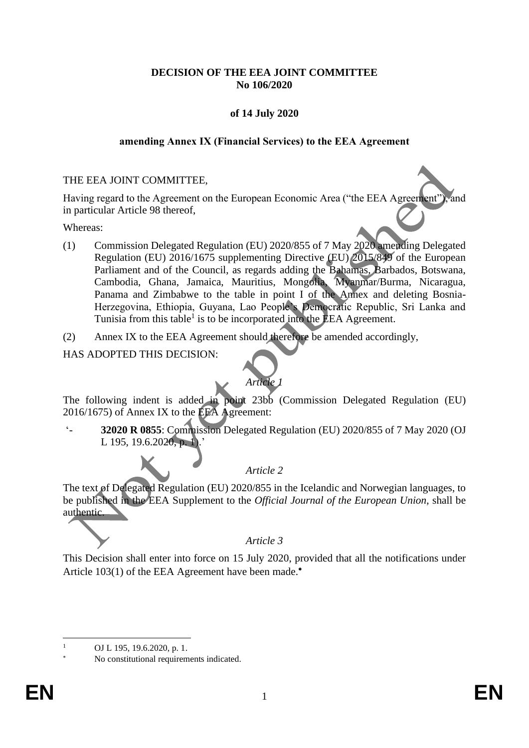**DECISION OF THE EEA JOINT COMMITTEE**
**No 106/2020**

**of 14 July 2020**

**amending Annex IX (Financial Services) to the EEA Agreement**

THE EEA JOINT COMMITTEE,

Having regard to the Agreement on the European Economic Area ("the EEA Agreement"), and in particular Article 98 thereof,

Whereas:

(1) Commission Delegated Regulation (EU) 2020/855 of 7 May 2020 amending Delegated Regulation (EU) 2016/1675 supplementing Directive (EU) 2015/849 of the European Parliament and of the Council, as regards adding the Bahamas, Barbados, Botswana, Cambodia, Ghana, Jamaica, Mauritius, Mongolia, Myanmar/Burma, Nicaragua, Panama and Zimbabwe to the table in point I of the Annex and deleting Bosnia-Herzegovina, Ethiopia, Guyana, Lao People's Democratic Republic, Sri Lanka and Tunisia from this table[1] is to be incorporated into the EEA Agreement.

(2) Annex IX to the EEA Agreement should therefore be amended accordingly,

HAS ADOPTED THIS DECISION:

*Article 1*

The following indent is added in point 23bb (Commission Delegated Regulation (EU) 2016/1675) of Annex IX to the EEA Agreement:

'- **32020 R 0855**: Commission Delegated Regulation (EU) 2020/855 of 7 May 2020 (OJ L 195, 19.6.2020, p. 1).'

*Article 2*

The text of Delegated Regulation (EU) 2020/855 in the Icelandic and Norwegian languages, to be published in the EEA Supplement to the *Official Journal of the European Union*, shall be authentic.

*Article 3*

This Decision shall enter into force on 15 July 2020, provided that all the notifications under Article 103(1) of the EEA Agreement have been made.[*]

---

[1] OJ L 195, 19.6.2020, p. 1.

[*] No constitutional requirements indicated.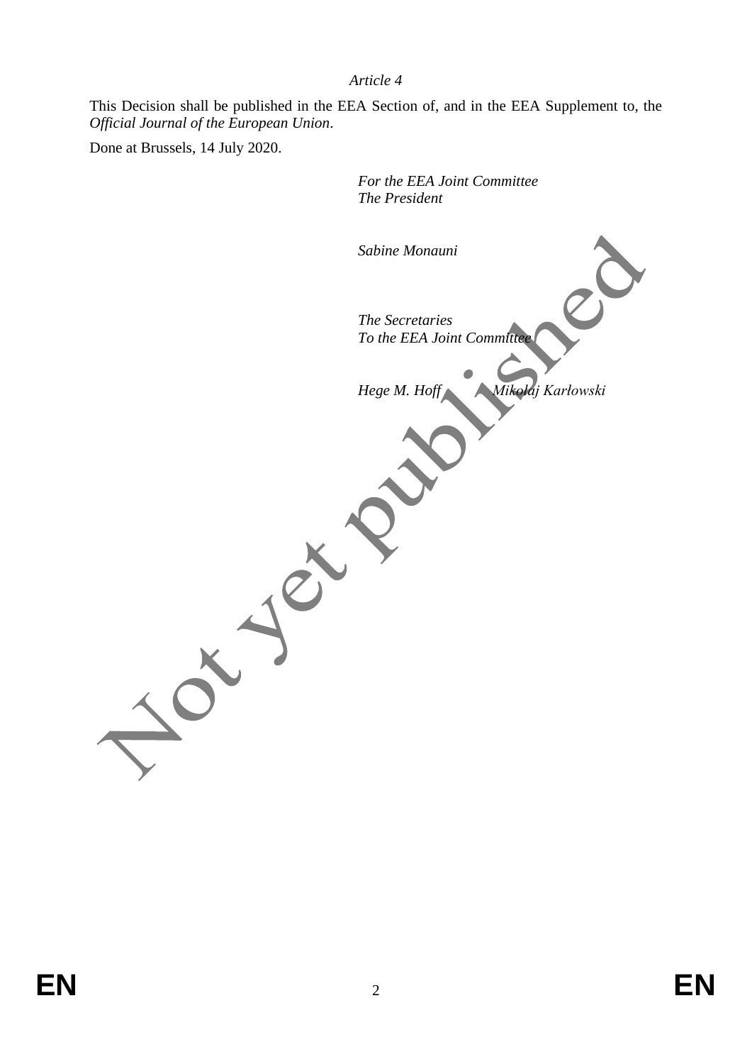*Article 4*

This Decision shall be published in the EEA Section of, and in the EEA Supplement to, the *Official Journal of the European Union*.

Done at Brussels, 14 July 2020.

*For the EEA Joint Committee*
*The President*

*Sabine Monauni*

*The Secretaries*
*To the EEA Joint Committee*

*Hege M. Hoff* *Mikołaj Karłowski*

Not yet published